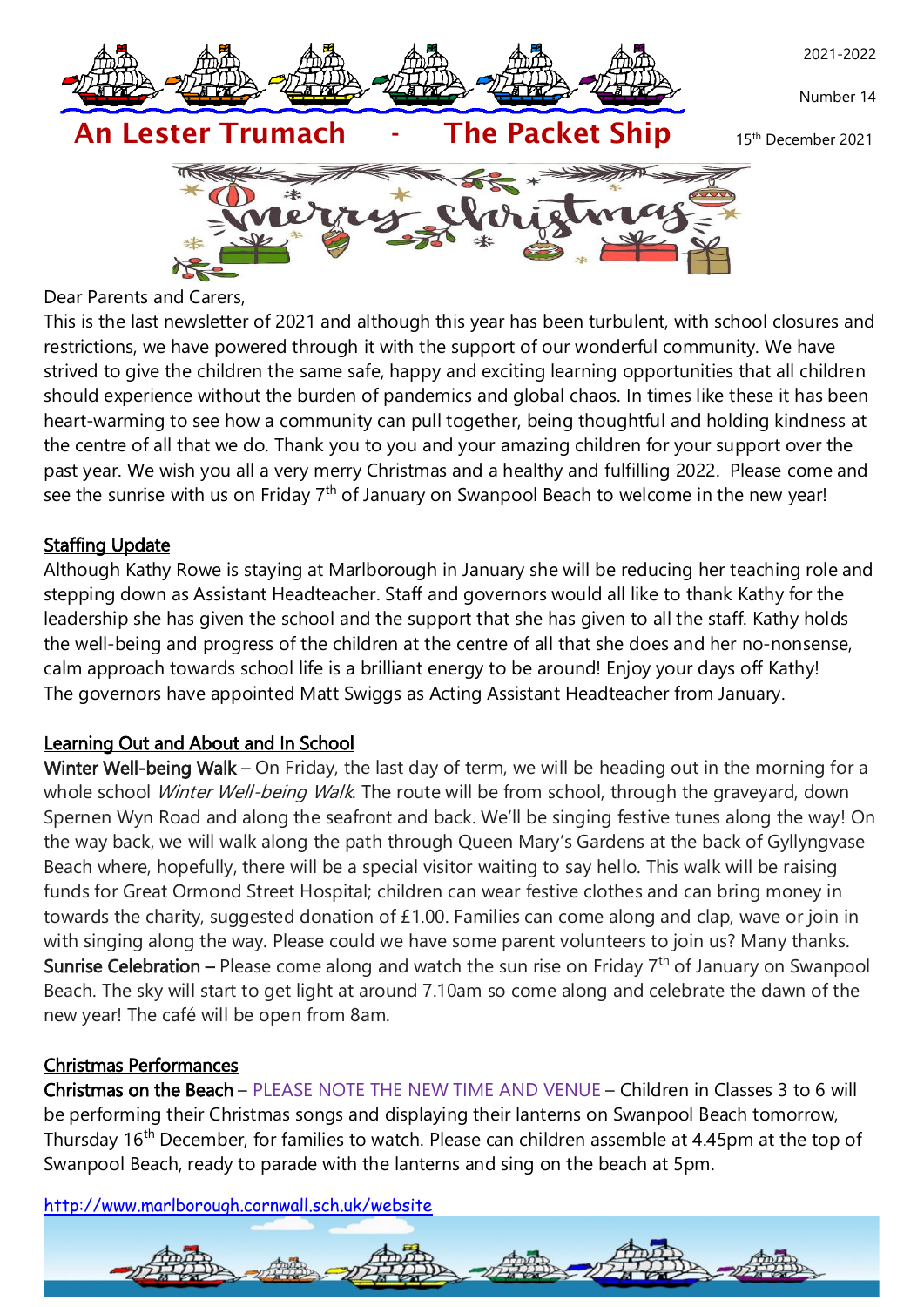# An Lester Trumach - The Packet Ship

2021-2022

Number 14

15th December 2021

Merry Christmas

Dear Parents and Carers,

This is the last newsletter of 2021 and although this year has been turbulent, with school closures and restrictions, we have powered through it with the support of our wonderful community. We have strived to give the children the same safe, happy and exciting learning opportunities that all children should experience without the burden of pandemics and global chaos. In times like these it has been heart-warming to see how a community can pull together, being thoughtful and holding kindness at the centre of all that we do. Thank you to you and your amazing children for your support over the past year. We wish you all a very merry Christmas and a healthy and fulfilling 2022. Please come and see the sunrise with us on Friday 7th of January on Swanpool Beach to welcome in the new year!

## Staffing Update

Although Kathy Rowe is staying at Marlborough in January she will be reducing her teaching role and stepping down as Assistant Headteacher. Staff and governors would all like to thank Kathy for the leadership she has given the school and the support that she has given to all the staff. Kathy holds the well-being and progress of the children at the centre of all that she does and her no-nonsense, calm approach towards school life is a brilliant energy to be around! Enjoy your days off Kathy! The governors have appointed Matt Swiggs as Acting Assistant Headteacher from January.

## Learning Out and About and In School

**Winter Well-being Walk** – On Friday, the last day of term, we will be heading out in the morning for a whole school *Winter Well-being Walk*. The route will be from school, through the graveyard, down Spernen Wyn Road and along the seafront and back. We'll be singing festive tunes along the way! On the way back, we will walk along the path through Queen Mary's Gardens at the back of Gyllyngvase Beach where, hopefully, there will be a special visitor waiting to say hello. This walk will be raising funds for Great Ormond Street Hospital; children can wear festive clothes and can bring money in towards the charity, suggested donation of £1.00. Families can come along and clap, wave or join in with singing along the way. Please could we have some parent volunteers to join us? Many thanks.

**Sunrise Celebration** – Please come along and watch the sun rise on Friday 7th of January on Swanpool Beach. The sky will start to get light at around 7.10am so come along and celebrate the dawn of the new year! The café will be open from 8am.

## Christmas Performances

**Christmas on the Beach** – PLEASE NOTE THE NEW TIME AND VENUE – Children in Classes 3 to 6 will be performing their Christmas songs and displaying their lanterns on Swanpool Beach tomorrow, Thursday 16th December, for families to watch. Please can children assemble at 4.45pm at the top of Swanpool Beach, ready to parade with the lanterns and sing on the beach at 5pm.

http://www.marlborough.cornwall.sch.uk/website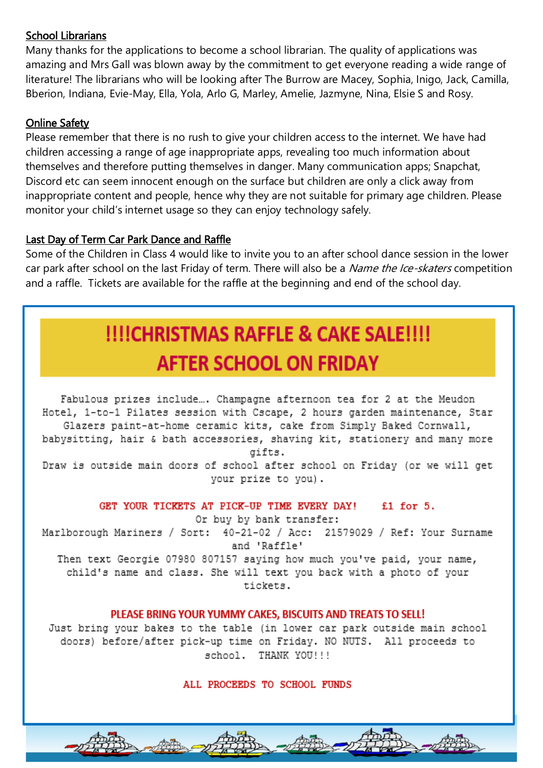## School Librarians

Many thanks for the applications to become a school librarian. The quality of applications was amazing and Mrs Gall was blown away by the commitment to get everyone reading a wide range of literature! The librarians who will be looking after The Burrow are Macey, Sophia, Inigo, Jack, Camilla, Bberion, Indiana, Evie-May, Ella, Yola, Arlo G, Marley, Amelie, Jazmyne, Nina, Elsie S and Rosy.

## Online Safety

Please remember that there is no rush to give your children access to the internet. We have had children accessing a range of age inappropriate apps, revealing too much information about themselves and therefore putting themselves in danger. Many communication apps; Snapchat, Discord etc can seem innocent enough on the surface but children are only a click away from inappropriate content and people, hence why they are not suitable for primary age children. Please monitor your child's internet usage so they can enjoy technology safely.

## Last Day of Term Car Park Dance and Raffle

Some of the Children in Class 4 would like to invite you to an after school dance session in the lower car park after school on the last Friday of term. There will also be a *Name the Ice-skaters* competition and a raffle. Tickets are available for the raffle at the beginning and end of the school day.

# !!!!CHRISTMAS RAFFLE & CAKE SALE!!!!
# AFTER SCHOOL ON FRIDAY

Fabulous prizes include…. Champagne afternoon tea for 2 at the Meudon Hotel, 1-to-1 Pilates session with Cscape, 2 hours garden maintenance, Star Glazers paint-at-home ceramic kits, cake from Simply Baked Cornwall, babysitting, hair & bath accessories, shaving kit, stationery and many more gifts.

Draw is outside main doors of school after school on Friday (or we will get your prize to you).

**GET YOUR TICKETS AT PICK-UP TIME EVERY DAY! £1 for 5.**

Or buy by bank transfer:

Marlborough Mariners / Sort: 40-21-02 / Acc: 21579029 / Ref: Your Surname and 'Raffle'

Then text Georgie 07980 807157 saying how much you've paid, your name, child's name and class. She will text you back with a photo of your tickets.

**PLEASE BRING YOUR YUMMY CAKES, BISCUITS AND TREATS TO SELL!**

Just bring your bakes to the table (in lower car park outside main school doors) before/after pick-up time on Friday. NO NUTS. All proceeds to school. THANK YOU!!!

**ALL PROCEEDS TO SCHOOL FUNDS**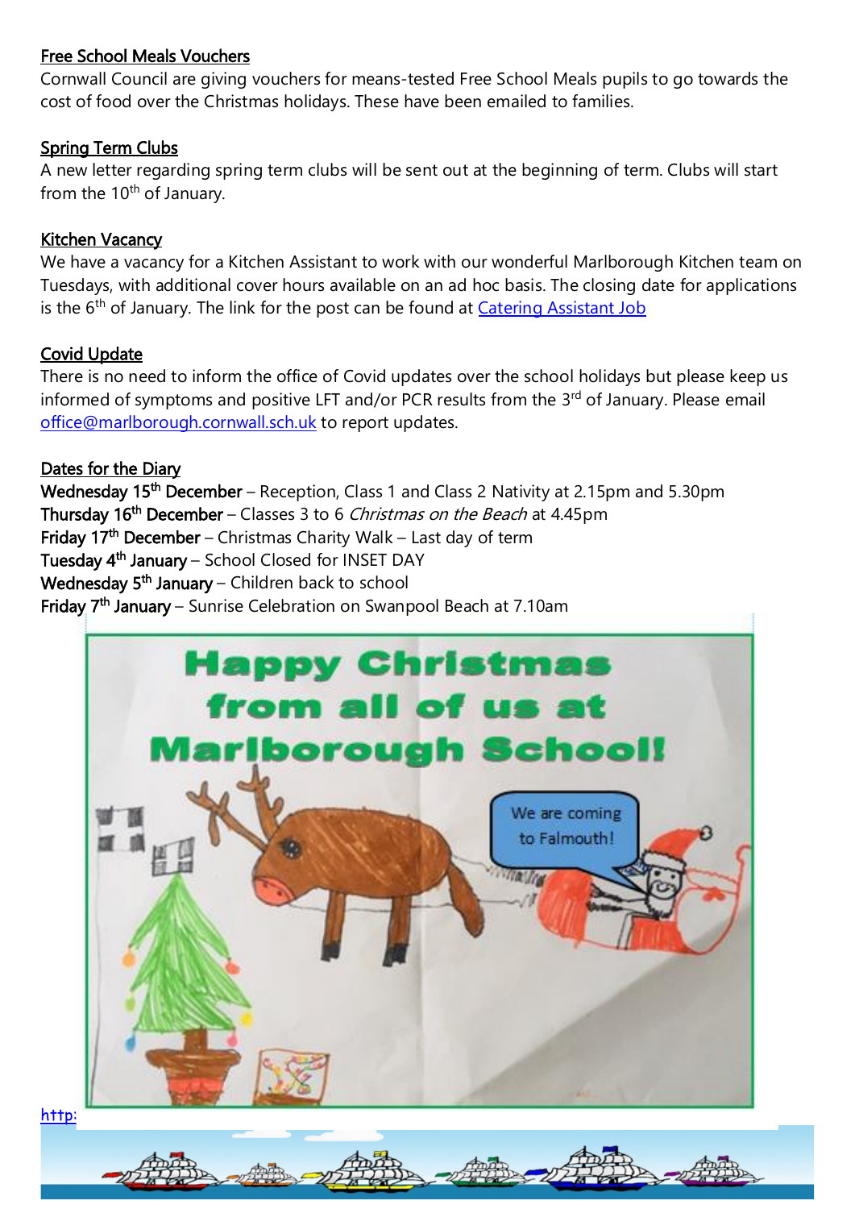## Free School Meals Vouchers

Cornwall Council are giving vouchers for means-tested Free School Meals pupils to go towards the cost of food over the Christmas holidays. These have been emailed to families.

## Spring Term Clubs

A new letter regarding spring term clubs will be sent out at the beginning of term. Clubs will start from the 10th of January.

## Kitchen Vacancy

We have a vacancy for a Kitchen Assistant to work with our wonderful Marlborough Kitchen team on Tuesdays, with additional cover hours available on an ad hoc basis. The closing date for applications is the 6th of January. The link for the post can be found at Catering Assistant Job

## Covid Update

There is no need to inform the office of Covid updates over the school holidays but please keep us informed of symptoms and positive LFT and/or PCR results from the 3rd of January. Please email office@marlborough.cornwall.sch.uk to report updates.

## Dates for the Diary

**Wednesday 15th December** – Reception, Class 1 and Class 2 Nativity at 2.15pm and 5.30pm
**Thursday 16th December** – Classes 3 to 6 *Christmas on the Beach* at 4.45pm
**Friday 17th December** – Christmas Charity Walk – Last day of term
**Tuesday 4th January** – School Closed for INSET DAY
**Wednesday 5th January** – Children back to school
**Friday 7th January** – Sunrise Celebration on Swanpool Beach at 7.10am

Happy Christmas from all of us at Marlborough School!

We are coming to Falmouth!

http: